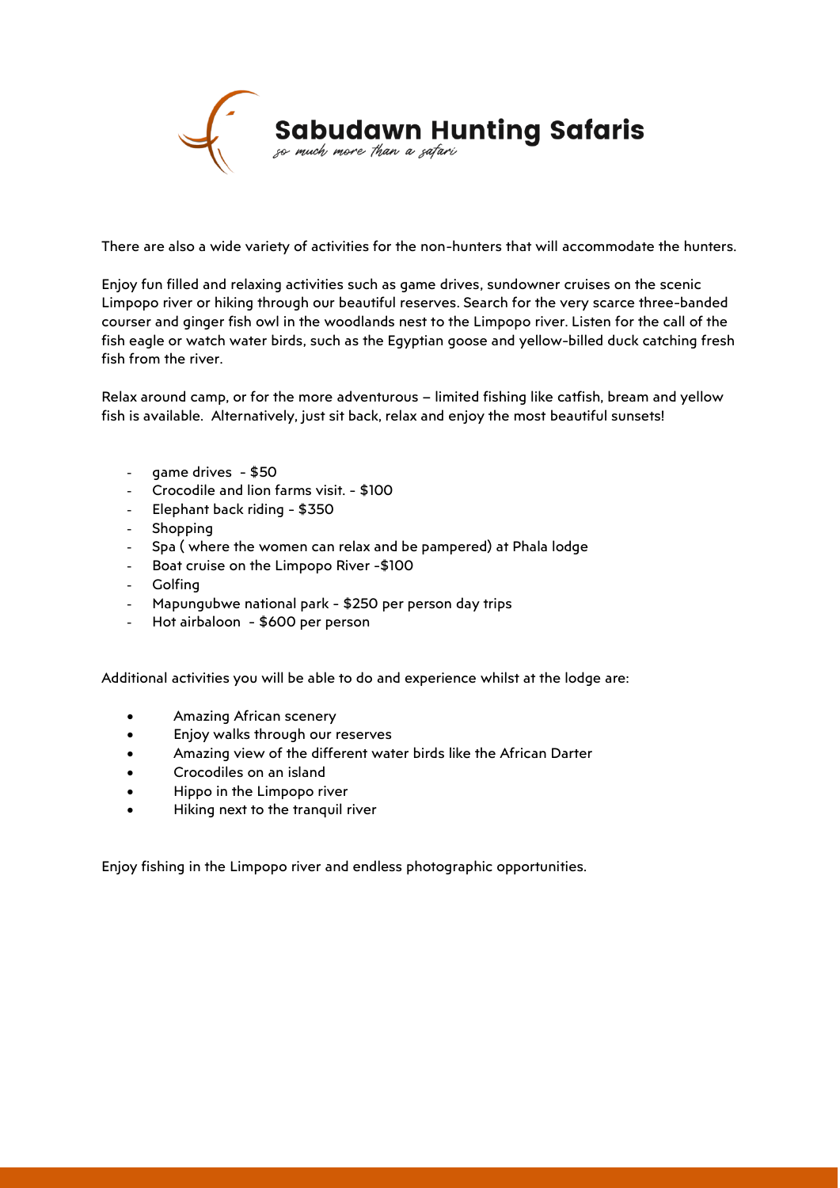# Sabudawn Hunting Safaris

*so much more than a safari*

There are also a wide variety of activities for the non-hunters that will accommodate the hunters.

Enjoy fun filled and relaxing activities such as game drives, sundowner cruises on the scenic Limpopo river or hiking through our beautiful reserves. Search for the very scarce three-banded courser and ginger fish owl in the woodlands nest to the Limpopo river. Listen for the call of the fish eagle or watch water birds, such as the Egyptian goose and yellow-billed duck catching fresh fish from the river.

Relax around camp, or for the more adventurous – limited fishing like catfish, bream and yellow fish is available. Alternatively, just sit back, relax and enjoy the most beautiful sunsets!

- game drives - $50
- Crocodile and lion farms visit. - $100
- Elephant back riding - $350
- Shopping
- Spa ( where the women can relax and be pampered) at Phala lodge
- Boat cruise on the Limpopo River -$100
- Golfing
- Mapungubwe national park - $250 per person day trips
- Hot airbaloon - $600 per person

Additional activities you will be able to do and experience whilst at the lodge are:

- Amazing African scenery
- Enjoy walks through our reserves
- Amazing view of the different water birds like the African Darter
- Crocodiles on an island
- Hippo in the Limpopo river
- Hiking next to the tranquil river

Enjoy fishing in the Limpopo river and endless photographic opportunities.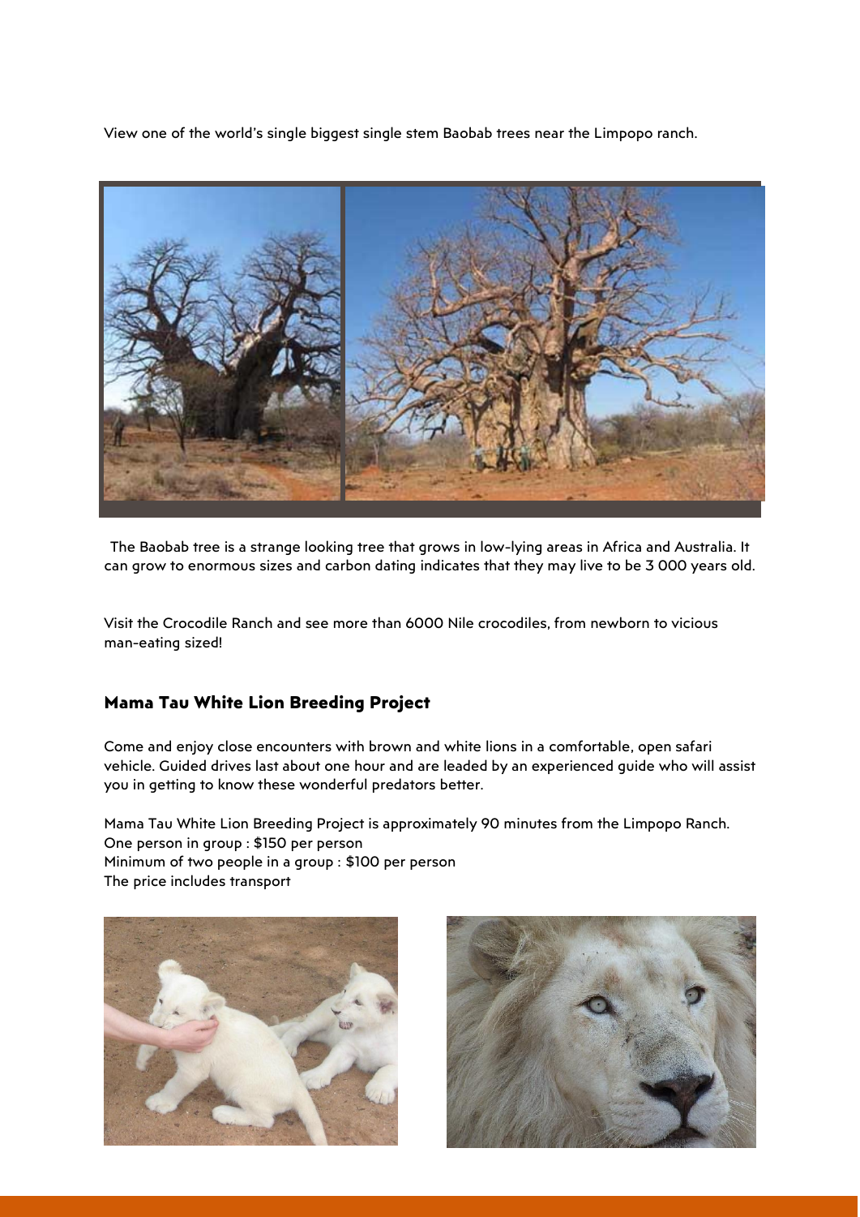View one of the world's single biggest single stem Baobab trees near the Limpopo ranch.

The Baobab tree is a strange looking tree that grows in low-lying areas in Africa and Australia. It can grow to enormous sizes and carbon dating indicates that they may live to be 3 000 years old.

Visit the Crocodile Ranch and see more than 6000 Nile crocodiles, from newborn to vicious man-eating sized!

### Mama Tau White Lion Breeding Project

Come and enjoy close encounters with brown and white lions in a comfortable, open safari vehicle. Guided drives last about one hour and are leaded by an experienced guide who will assist you in getting to know these wonderful predators better.

Mama Tau White Lion Breeding Project is approximately 90 minutes from the Limpopo Ranch.
One person in group : $150 per person
Minimum of two people in a group : $100 per person
The price includes transport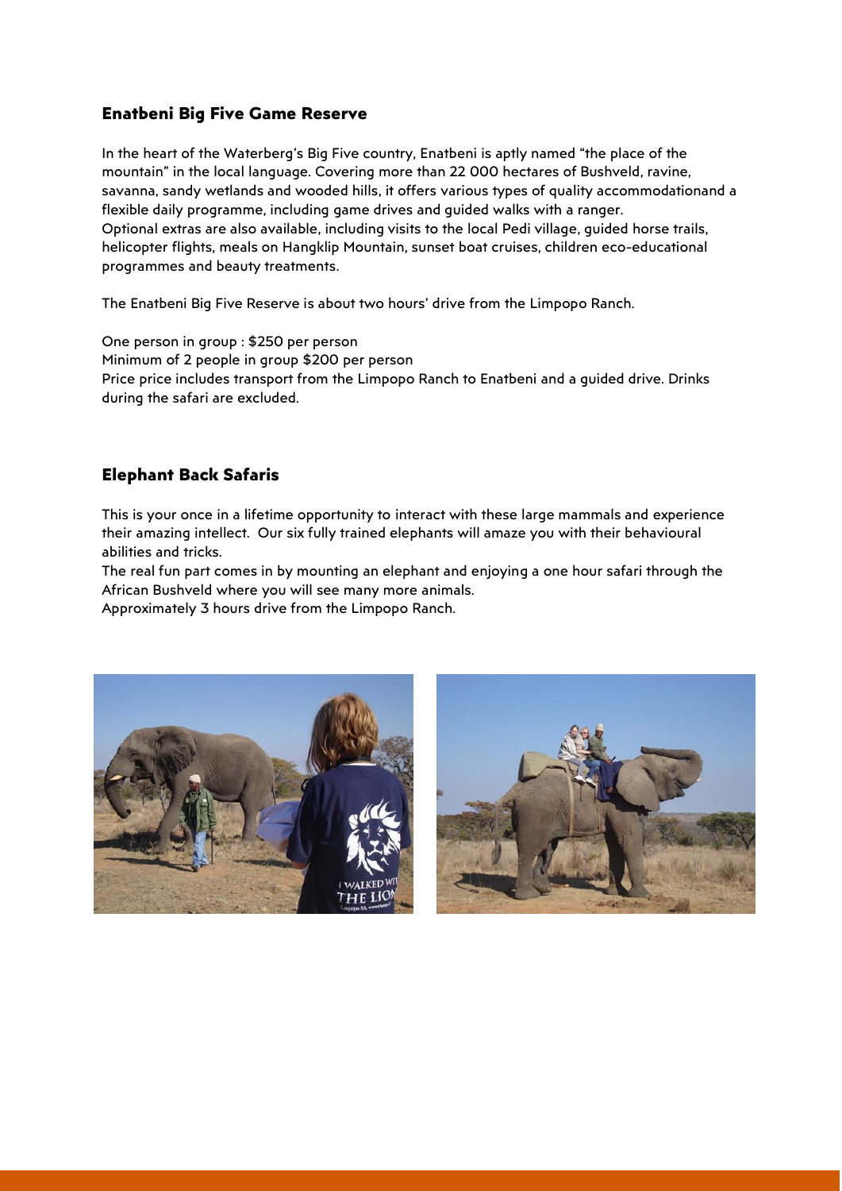## Enatbeni Big Five Game Reserve

In the heart of the Waterberg's Big Five country, Enatbeni is aptly named "the place of the mountain" in the local language. Covering more than 22 000 hectares of Bushveld, ravine, savanna, sandy wetlands and wooded hills, it offers various types of quality accommodationand a flexible daily programme, including game drives and guided walks with a ranger.
Optional extras are also available, including visits to the local Pedi village, guided horse trails, helicopter flights, meals on Hangklip Mountain, sunset boat cruises, children eco-educational programmes and beauty treatments.

The Enatbeni Big Five Reserve is about two hours' drive from the Limpopo Ranch.

One person in group : $250 per person
Minimum of 2 people in group $200 per person
Price price includes transport from the Limpopo Ranch to Enatbeni and a guided drive. Drinks during the safari are excluded.

## Elephant Back Safaris

This is your once in a lifetime opportunity to interact with these large mammals and experience their amazing intellect. Our six fully trained elephants will amaze you with their behavioural abilities and tricks.
The real fun part comes in by mounting an elephant and enjoying a one hour safari through the African Bushveld where you will see many more animals.
Approximately 3 hours drive from the Limpopo Ranch.